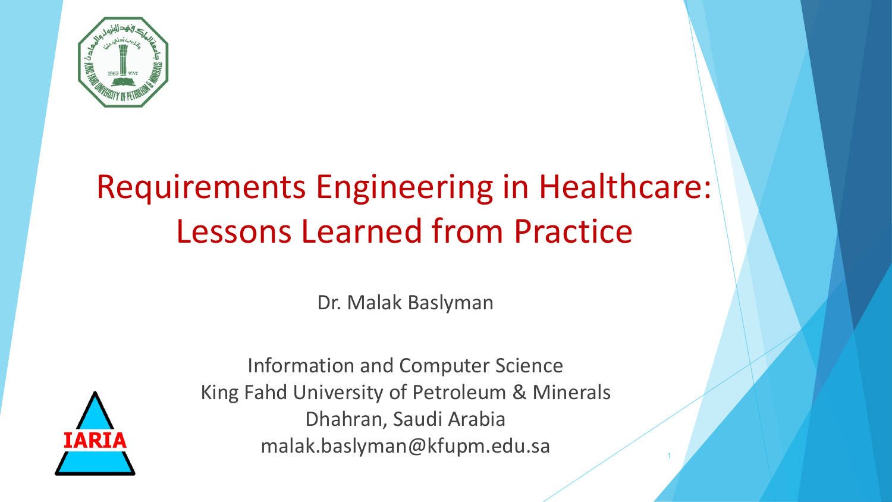# Requirements Engineering in Healthcare: Lessons Learned from Practice

Dr. Malak Baslyman

Information and Computer Science
King Fahd University of Petroleum & Minerals
Dhahran, Saudi Arabia
malak.baslyman@kfupm.edu.sa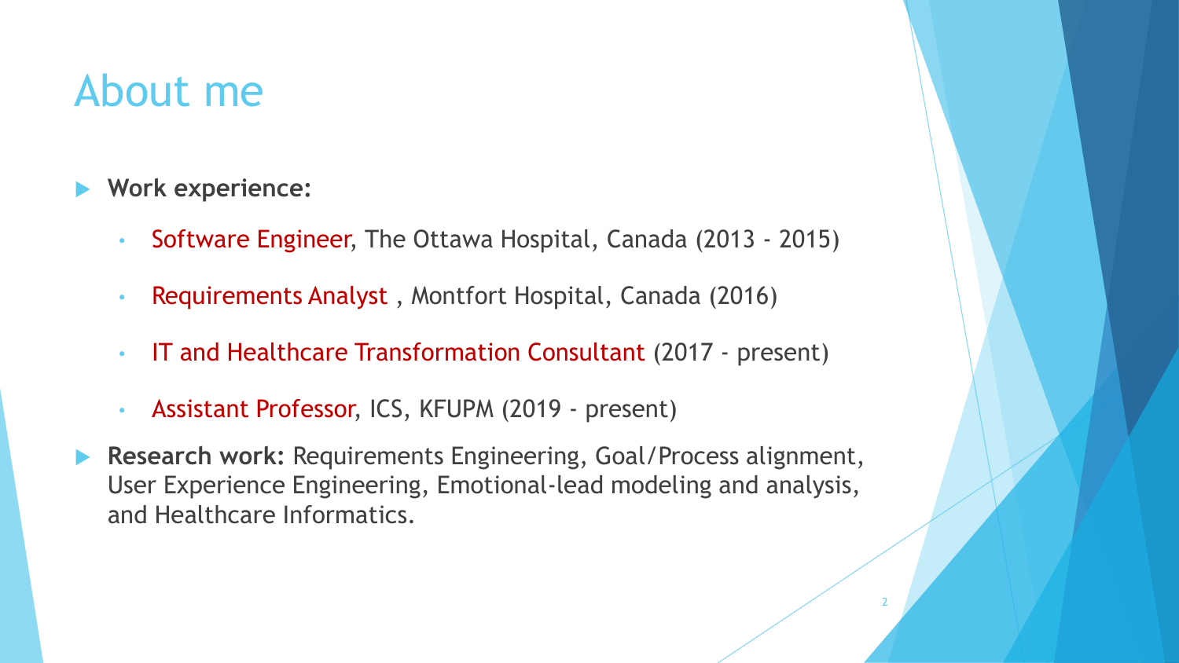# About me

- **Work experience:**
  - Software Engineer, The Ottawa Hospital, Canada (2013 - 2015)
  - Requirements Analyst , Montfort Hospital, Canada (2016)
  - IT and Healthcare Transformation Consultant (2017 - present)
  - Assistant Professor, ICS, KFUPM (2019 - present)
- **Research work:** Requirements Engineering, Goal/Process alignment, User Experience Engineering, Emotional-lead modeling and analysis, and Healthcare Informatics.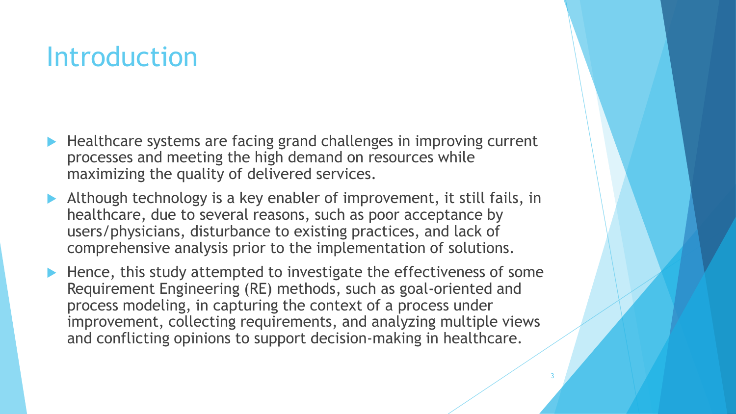# Introduction

- Healthcare systems are facing grand challenges in improving current processes and meeting the high demand on resources while maximizing the quality of delivered services.
- Although technology is a key enabler of improvement, it still fails, in healthcare, due to several reasons, such as poor acceptance by users/physicians, disturbance to existing practices, and lack of comprehensive analysis prior to the implementation of solutions.
- Hence, this study attempted to investigate the effectiveness of some Requirement Engineering (RE) methods, such as goal-oriented and process modeling, in capturing the context of a process under improvement, collecting requirements, and analyzing multiple views and conflicting opinions to support decision-making in healthcare.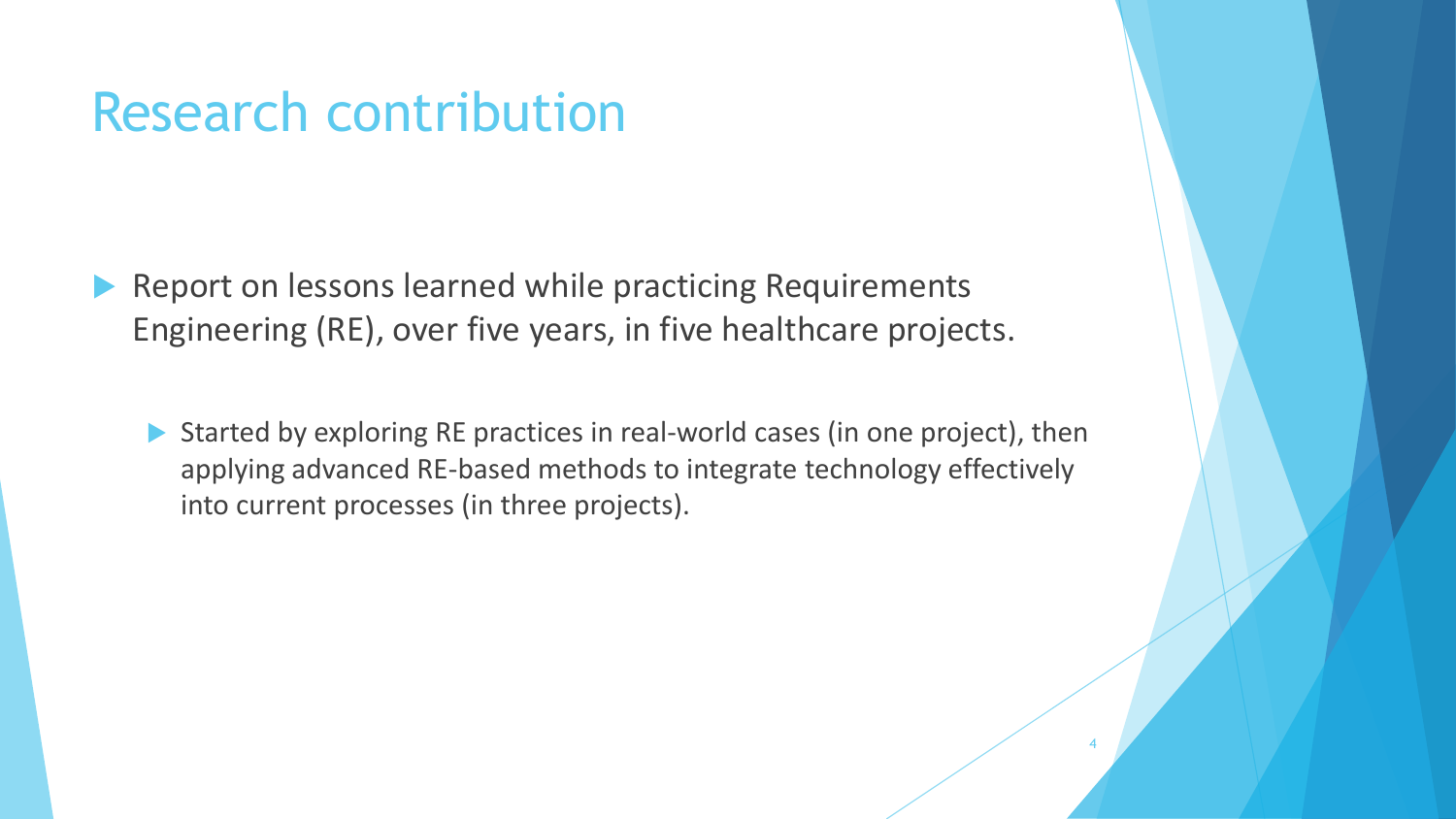# Research contribution

- Report on lessons learned while practicing Requirements Engineering (RE), over five years, in five healthcare projects.
  - Started by exploring RE practices in real-world cases (in one project), then applying advanced RE-based methods to integrate technology effectively into current processes (in three projects).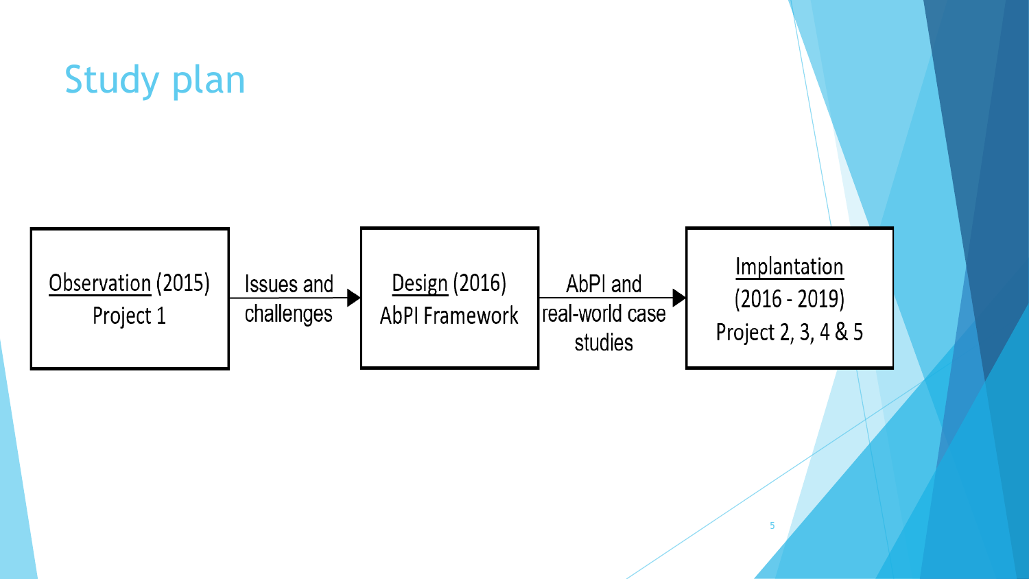# Study plan

Observation (2015)
Project 1

→ Issues and challenges →

Design (2016)
AbPI Framework

→ AbPI and real-world case studies →

Implantation
(2016 - 2019)
Project 2, 3, 4 & 5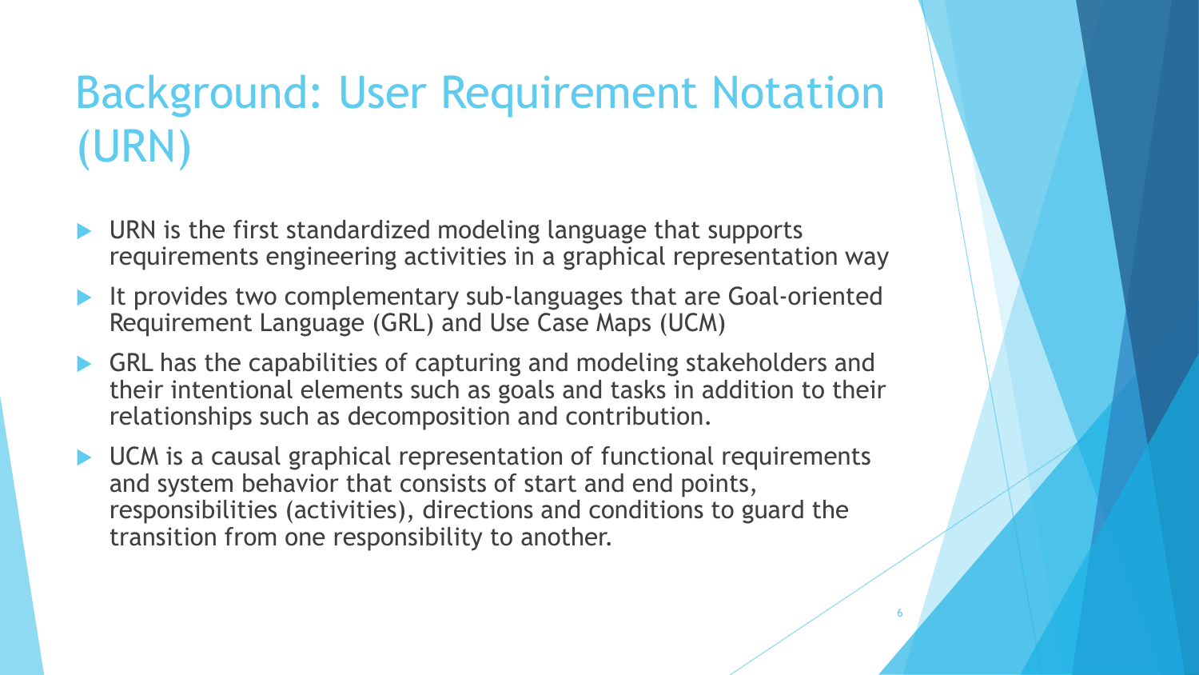# Background: User Requirement Notation (URN)

- URN is the first standardized modeling language that supports requirements engineering activities in a graphical representation way
- It provides two complementary sub-languages that are Goal-oriented Requirement Language (GRL) and Use Case Maps (UCM)
- GRL has the capabilities of capturing and modeling stakeholders and their intentional elements such as goals and tasks in addition to their relationships such as decomposition and contribution.
- UCM is a causal graphical representation of functional requirements and system behavior that consists of start and end points, responsibilities (activities), directions and conditions to guard the transition from one responsibility to another.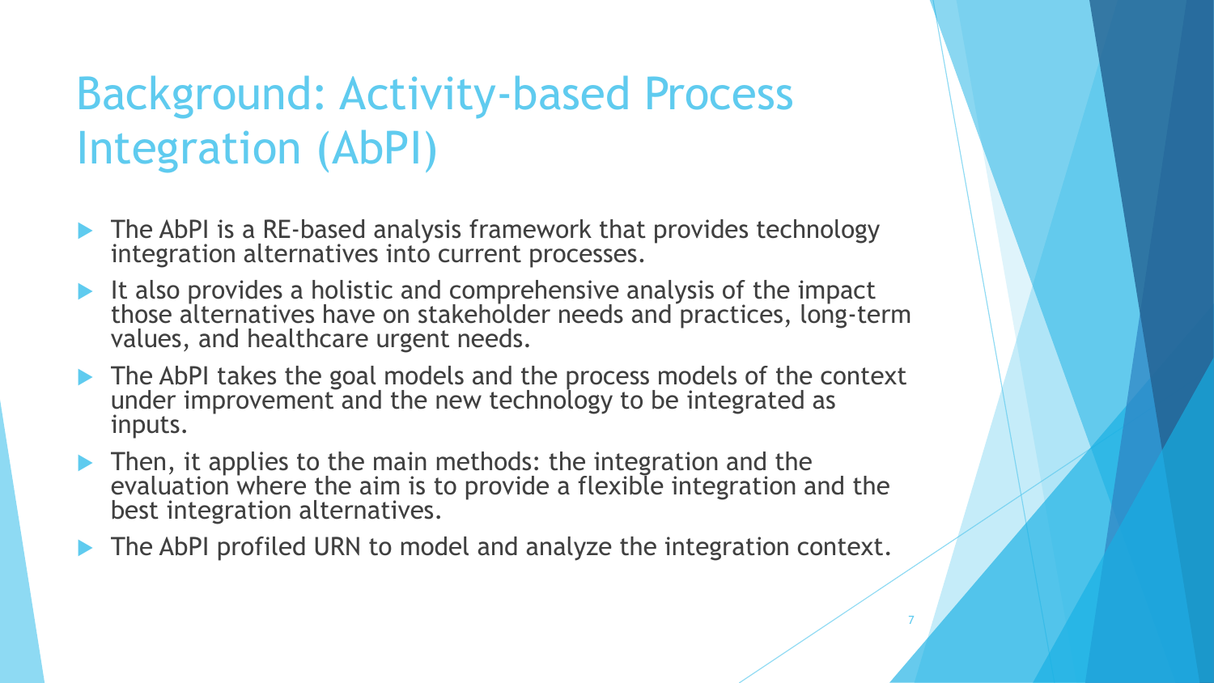# Background: Activity-based Process Integration (AbPI)

- The AbPI is a RE-based analysis framework that provides technology integration alternatives into current processes.
- It also provides a holistic and comprehensive analysis of the impact those alternatives have on stakeholder needs and practices, long-term values, and healthcare urgent needs.
- The AbPI takes the goal models and the process models of the context under improvement and the new technology to be integrated as inputs.
- Then, it applies to the main methods: the integration and the evaluation where the aim is to provide a flexible integration and the best integration alternatives.
- The AbPI profiled URN to model and analyze the integration context.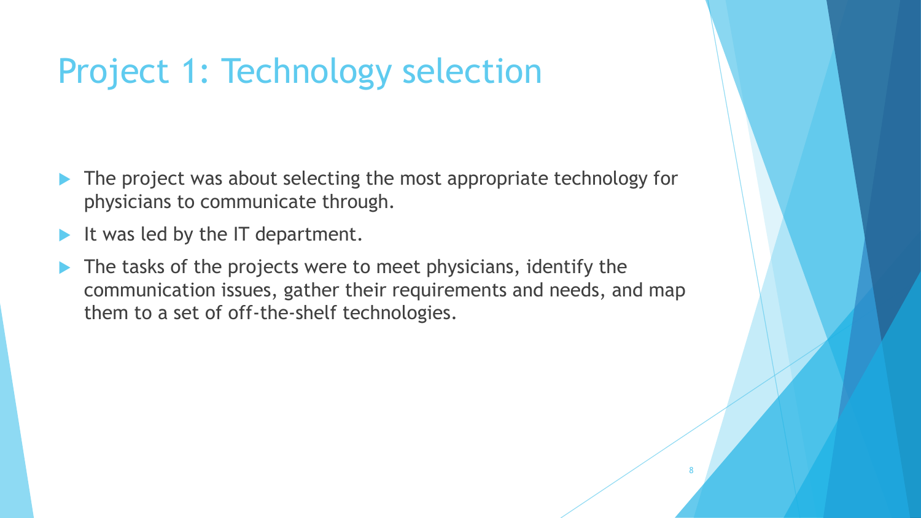# Project 1: Technology selection

- The project was about selecting the most appropriate technology for physicians to communicate through.
- It was led by the IT department.
- The tasks of the projects were to meet physicians, identify the communication issues, gather their requirements and needs, and map them to a set of off-the-shelf technologies.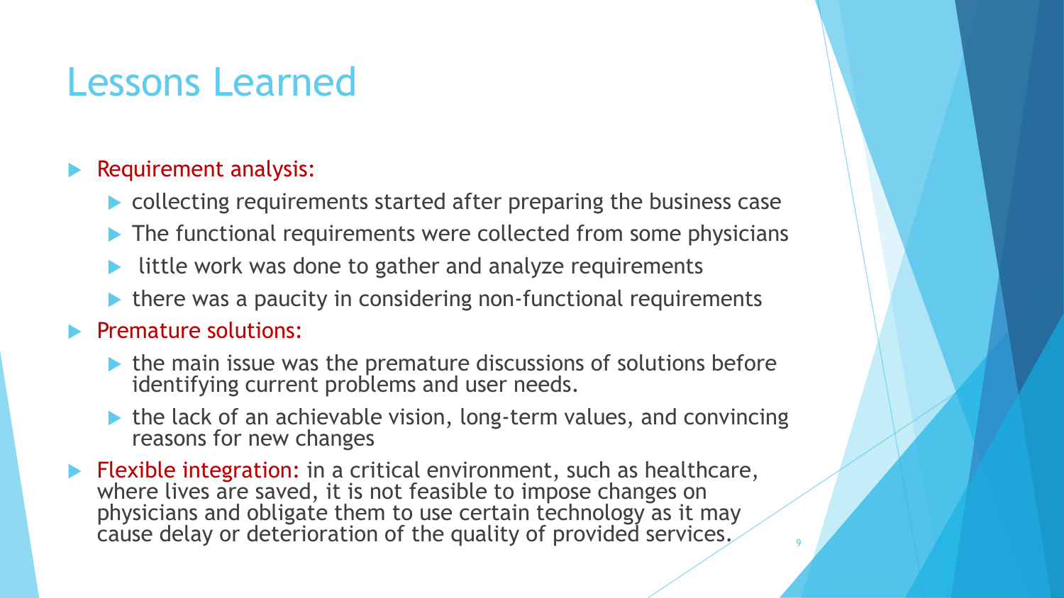# Lessons Learned

- Requirement analysis:
  - collecting requirements started after preparing the business case
  - The functional requirements were collected from some physicians
  - little work was done to gather and analyze requirements
  - there was a paucity in considering non-functional requirements
- Premature solutions:
  - the main issue was the premature discussions of solutions before identifying current problems and user needs.
  - the lack of an achievable vision, long-term values, and convincing reasons for new changes
- Flexible integration: in a critical environment, such as healthcare, where lives are saved, it is not feasible to impose changes on physicians and obligate them to use certain technology as it may cause delay or deterioration of the quality of provided services.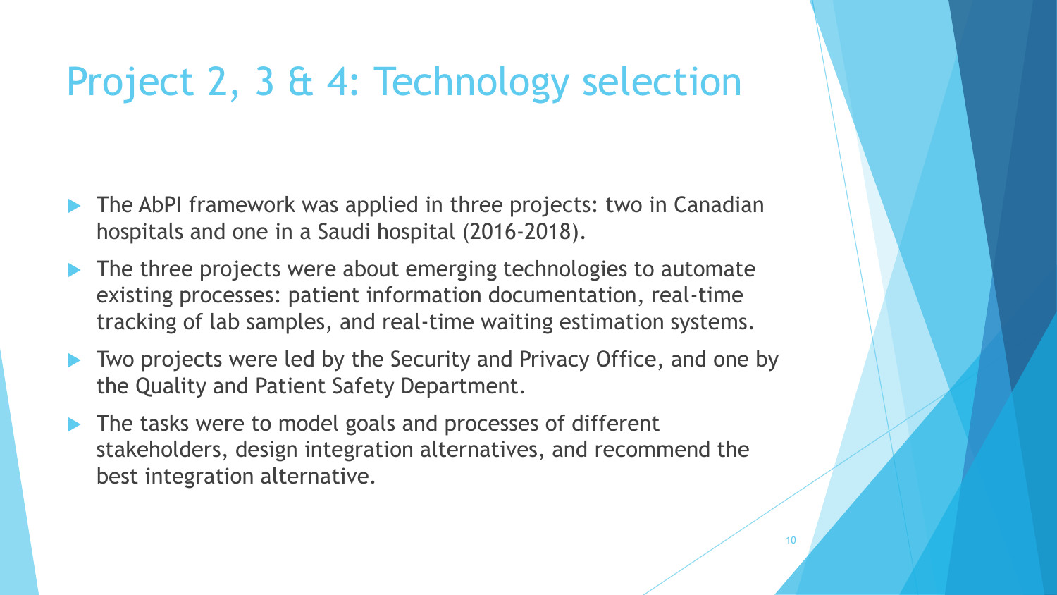# Project 2, 3 & 4: Technology selection

- The AbPI framework was applied in three projects: two in Canadian hospitals and one in a Saudi hospital (2016-2018).
- The three projects were about emerging technologies to automate existing processes: patient information documentation, real-time tracking of lab samples, and real-time waiting estimation systems.
- Two projects were led by the Security and Privacy Office, and one by the Quality and Patient Safety Department.
- The tasks were to model goals and processes of different stakeholders, design integration alternatives, and recommend the best integration alternative.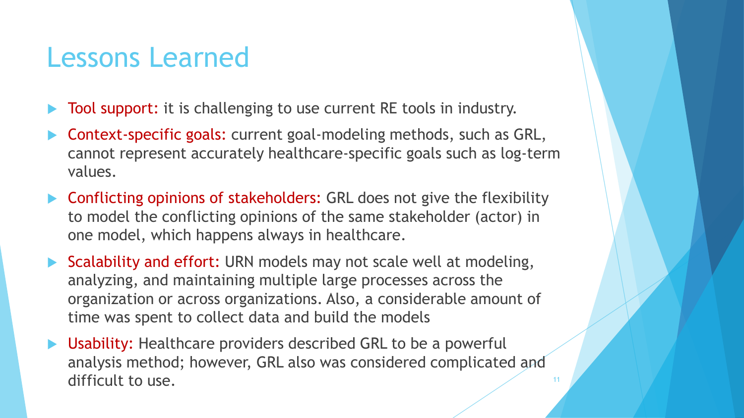# Lessons Learned

- Tool support: it is challenging to use current RE tools in industry.
- Context-specific goals: current goal-modeling methods, such as GRL, cannot represent accurately healthcare-specific goals such as log-term values.
- Conflicting opinions of stakeholders: GRL does not give the flexibility to model the conflicting opinions of the same stakeholder (actor) in one model, which happens always in healthcare.
- Scalability and effort: URN models may not scale well at modeling, analyzing, and maintaining multiple large processes across the organization or across organizations. Also, a considerable amount of time was spent to collect data and build the models
- Usability: Healthcare providers described GRL to be a powerful analysis method; however, GRL also was considered complicated and difficult to use.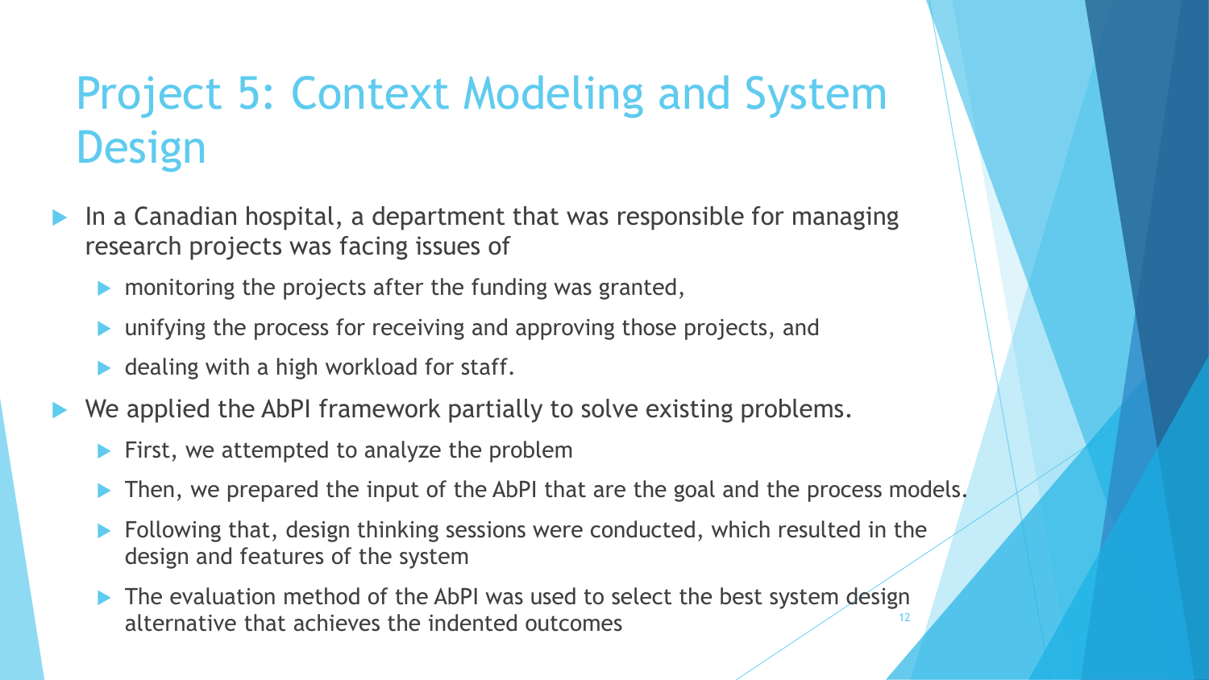# Project 5: Context Modeling and System Design

- In a Canadian hospital, a department that was responsible for managing research projects was facing issues of
  - monitoring the projects after the funding was granted,
  - unifying the process for receiving and approving those projects, and
  - dealing with a high workload for staff.
- We applied the AbPI framework partially to solve existing problems.
  - First, we attempted to analyze the problem
  - Then, we prepared the input of the AbPI that are the goal and the process models.
  - Following that, design thinking sessions were conducted, which resulted in the design and features of the system
  - The evaluation method of the AbPI was used to select the best system design alternative that achieves the indented outcomes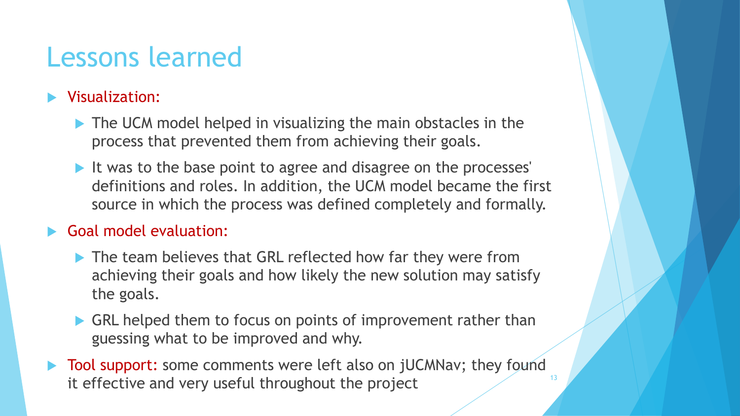# Lessons learned

- Visualization:
  - The UCM model helped in visualizing the main obstacles in the process that prevented them from achieving their goals.
  - It was to the base point to agree and disagree on the processes' definitions and roles. In addition, the UCM model became the first source in which the process was defined completely and formally.
- Goal model evaluation:
  - The team believes that GRL reflected how far they were from achieving their goals and how likely the new solution may satisfy the goals.
  - GRL helped them to focus on points of improvement rather than guessing what to be improved and why.
- Tool support: some comments were left also on jUCMNav; they found it effective and very useful throughout the project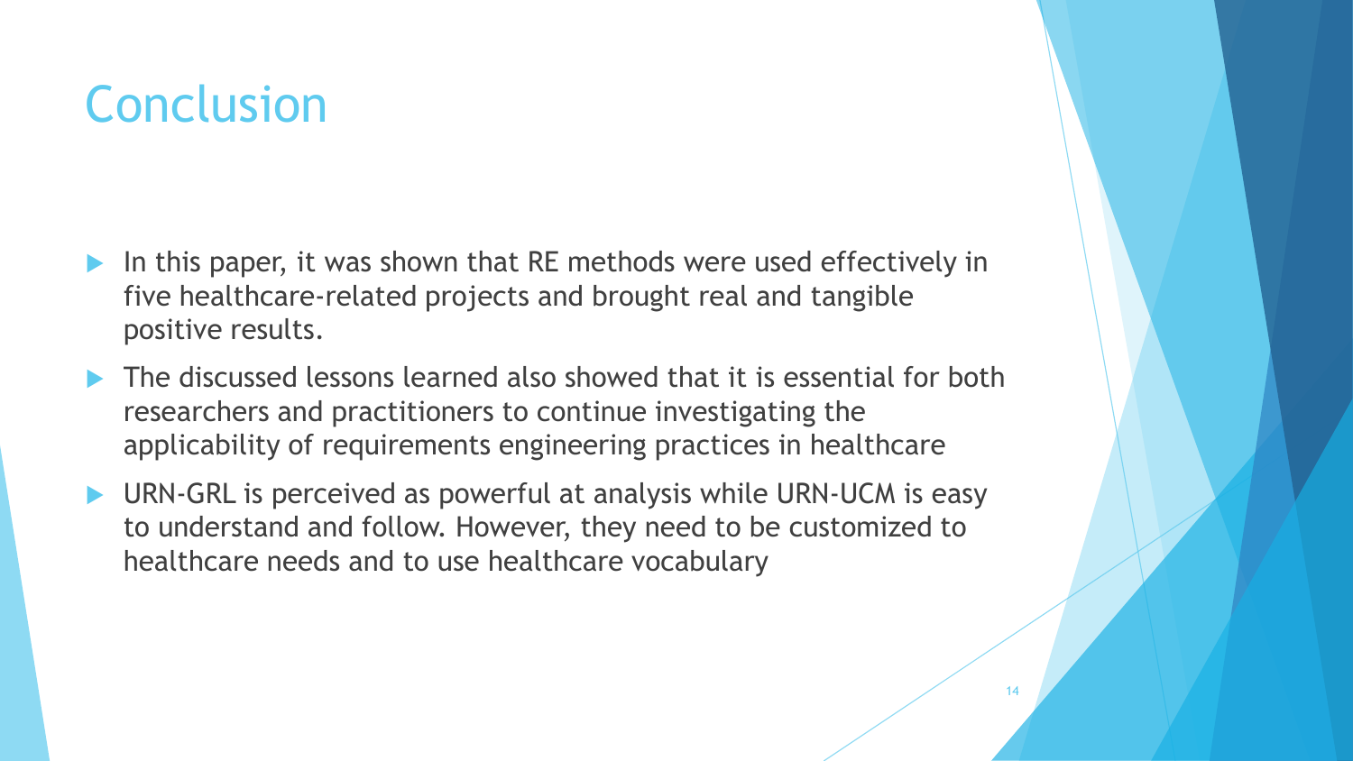# Conclusion

- In this paper, it was shown that RE methods were used effectively in five healthcare-related projects and brought real and tangible positive results.
- The discussed lessons learned also showed that it is essential for both researchers and practitioners to continue investigating the applicability of requirements engineering practices in healthcare
- URN-GRL is perceived as powerful at analysis while URN-UCM is easy to understand and follow. However, they need to be customized to healthcare needs and to use healthcare vocabulary